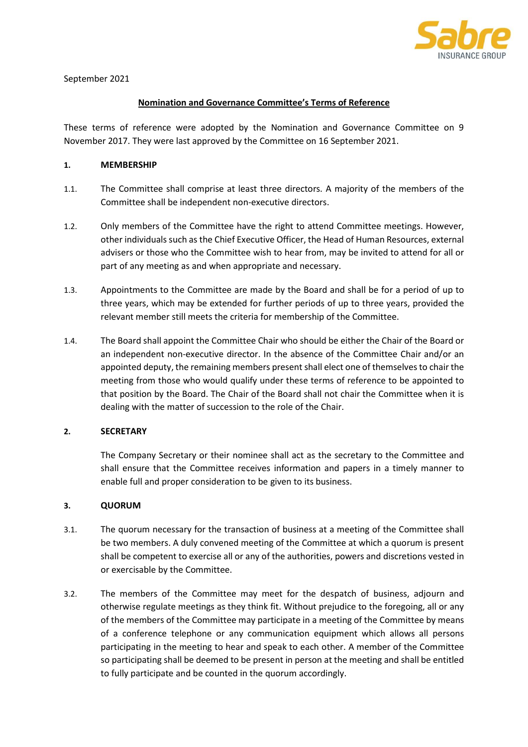September 2021

**Nomination and Governance Committee's Terms of Reference**

These terms of reference were adopted by the Nomination and Governance Committee on 9 November 2017. They were last approved by the Committee on 16 September 2021.

## 1. MEMBERSHIP

1.1. The Committee shall comprise at least three directors. A majority of the members of the Committee shall be independent non-executive directors.

1.2. Only members of the Committee have the right to attend Committee meetings. However, other individuals such as the Chief Executive Officer, the Head of Human Resources, external advisers or those who the Committee wish to hear from, may be invited to attend for all or part of any meeting as and when appropriate and necessary.

1.3. Appointments to the Committee are made by the Board and shall be for a period of up to three years, which may be extended for further periods of up to three years, provided the relevant member still meets the criteria for membership of the Committee.

1.4. The Board shall appoint the Committee Chair who should be either the Chair of the Board or an independent non-executive director. In the absence of the Committee Chair and/or an appointed deputy, the remaining members present shall elect one of themselves to chair the meeting from those who would qualify under these terms of reference to be appointed to that position by the Board. The Chair of the Board shall not chair the Committee when it is dealing with the matter of succession to the role of the Chair.

## 2. SECRETARY

The Company Secretary or their nominee shall act as the secretary to the Committee and shall ensure that the Committee receives information and papers in a timely manner to enable full and proper consideration to be given to its business.

## 3. QUORUM

3.1. The quorum necessary for the transaction of business at a meeting of the Committee shall be two members. A duly convened meeting of the Committee at which a quorum is present shall be competent to exercise all or any of the authorities, powers and discretions vested in or exercisable by the Committee.

3.2. The members of the Committee may meet for the despatch of business, adjourn and otherwise regulate meetings as they think fit. Without prejudice to the foregoing, all or any of the members of the Committee may participate in a meeting of the Committee by means of a conference telephone or any communication equipment which allows all persons participating in the meeting to hear and speak to each other. A member of the Committee so participating shall be deemed to be present in person at the meeting and shall be entitled to fully participate and be counted in the quorum accordingly.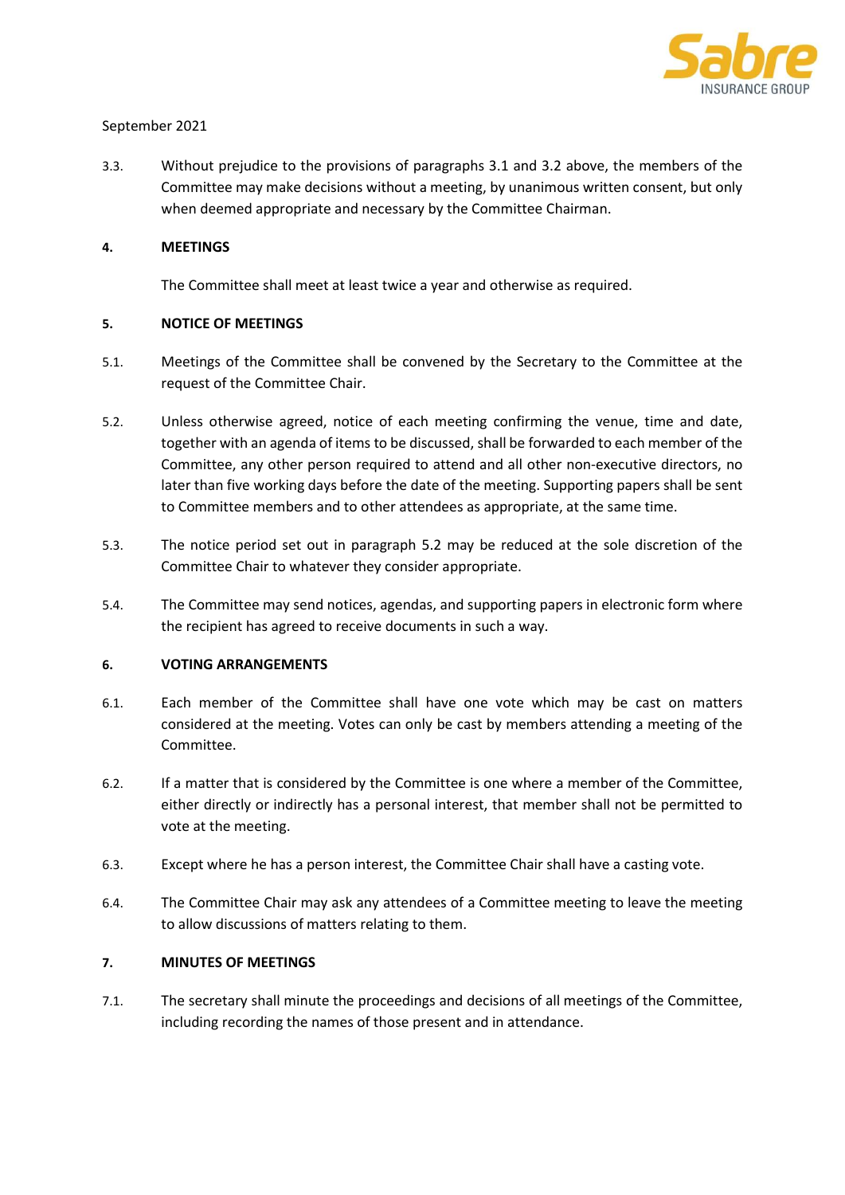September 2021

3.3. Without prejudice to the provisions of paragraphs 3.1 and 3.2 above, the members of the Committee may make decisions without a meeting, by unanimous written consent, but only when deemed appropriate and necessary by the Committee Chairman.

**4. MEETINGS**

The Committee shall meet at least twice a year and otherwise as required.

**5. NOTICE OF MEETINGS**

5.1. Meetings of the Committee shall be convened by the Secretary to the Committee at the request of the Committee Chair.

5.2. Unless otherwise agreed, notice of each meeting confirming the venue, time and date, together with an agenda of items to be discussed, shall be forwarded to each member of the Committee, any other person required to attend and all other non-executive directors, no later than five working days before the date of the meeting. Supporting papers shall be sent to Committee members and to other attendees as appropriate, at the same time.

5.3. The notice period set out in paragraph 5.2 may be reduced at the sole discretion of the Committee Chair to whatever they consider appropriate.

5.4. The Committee may send notices, agendas, and supporting papers in electronic form where the recipient has agreed to receive documents in such a way.

**6. VOTING ARRANGEMENTS**

6.1. Each member of the Committee shall have one vote which may be cast on matters considered at the meeting. Votes can only be cast by members attending a meeting of the Committee.

6.2. If a matter that is considered by the Committee is one where a member of the Committee, either directly or indirectly has a personal interest, that member shall not be permitted to vote at the meeting.

6.3. Except where he has a person interest, the Committee Chair shall have a casting vote.

6.4. The Committee Chair may ask any attendees of a Committee meeting to leave the meeting to allow discussions of matters relating to them.

**7. MINUTES OF MEETINGS**

7.1. The secretary shall minute the proceedings and decisions of all meetings of the Committee, including recording the names of those present and in attendance.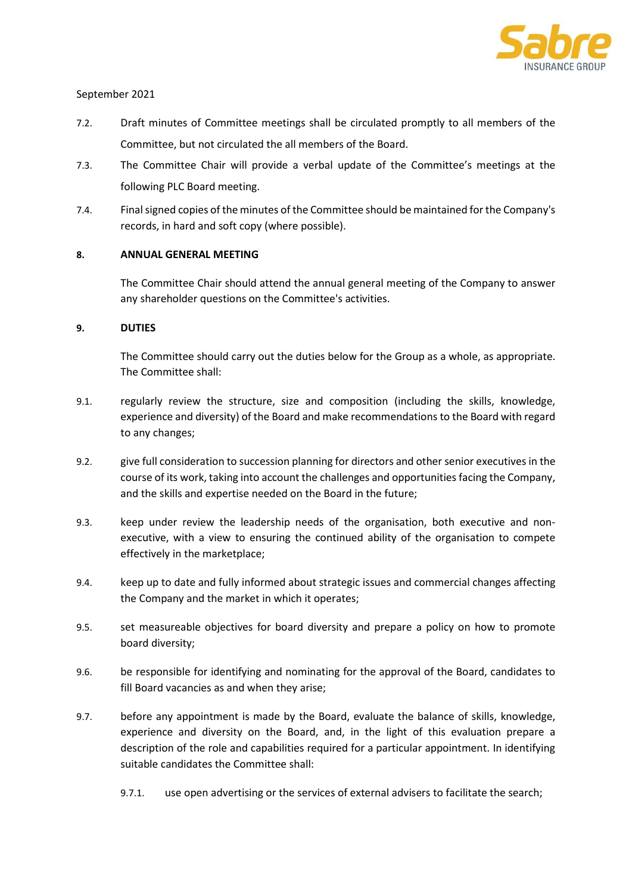September 2021

7.2. Draft minutes of Committee meetings shall be circulated promptly to all members of the Committee, but not circulated the all members of the Board.

7.3. The Committee Chair will provide a verbal update of the Committee's meetings at the following PLC Board meeting.

7.4. Final signed copies of the minutes of the Committee should be maintained for the Company's records, in hard and soft copy (where possible).

## 8. ANNUAL GENERAL MEETING

The Committee Chair should attend the annual general meeting of the Company to answer any shareholder questions on the Committee's activities.

## 9. DUTIES

The Committee should carry out the duties below for the Group as a whole, as appropriate. The Committee shall:

9.1. regularly review the structure, size and composition (including the skills, knowledge, experience and diversity) of the Board and make recommendations to the Board with regard to any changes;

9.2. give full consideration to succession planning for directors and other senior executives in the course of its work, taking into account the challenges and opportunities facing the Company, and the skills and expertise needed on the Board in the future;

9.3. keep under review the leadership needs of the organisation, both executive and non-executive, with a view to ensuring the continued ability of the organisation to compete effectively in the marketplace;

9.4. keep up to date and fully informed about strategic issues and commercial changes affecting the Company and the market in which it operates;

9.5. set measureable objectives for board diversity and prepare a policy on how to promote board diversity;

9.6. be responsible for identifying and nominating for the approval of the Board, candidates to fill Board vacancies as and when they arise;

9.7. before any appointment is made by the Board, evaluate the balance of skills, knowledge, experience and diversity on the Board, and, in the light of this evaluation prepare a description of the role and capabilities required for a particular appointment. In identifying suitable candidates the Committee shall:

9.7.1. use open advertising or the services of external advisers to facilitate the search;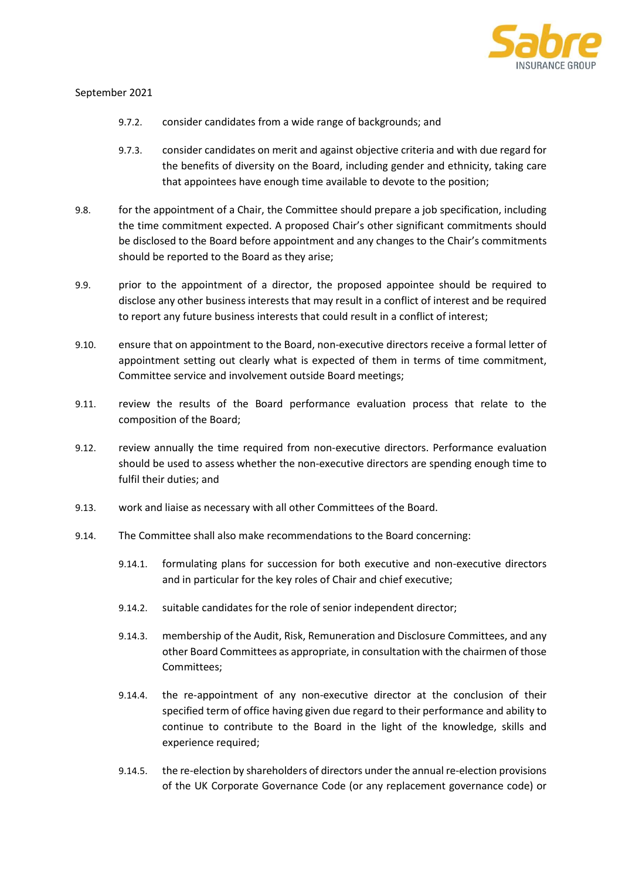9.7.2. consider candidates from a wide range of backgrounds; and

9.7.3. consider candidates on merit and against objective criteria and with due regard for the benefits of diversity on the Board, including gender and ethnicity, taking care that appointees have enough time available to devote to the position;

9.8. for the appointment of a Chair, the Committee should prepare a job specification, including the time commitment expected. A proposed Chair's other significant commitments should be disclosed to the Board before appointment and any changes to the Chair's commitments should be reported to the Board as they arise;

9.9. prior to the appointment of a director, the proposed appointee should be required to disclose any other business interests that may result in a conflict of interest and be required to report any future business interests that could result in a conflict of interest;

9.10. ensure that on appointment to the Board, non-executive directors receive a formal letter of appointment setting out clearly what is expected of them in terms of time commitment, Committee service and involvement outside Board meetings;

9.11. review the results of the Board performance evaluation process that relate to the composition of the Board;

9.12. review annually the time required from non-executive directors. Performance evaluation should be used to assess whether the non-executive directors are spending enough time to fulfil their duties; and

9.13. work and liaise as necessary with all other Committees of the Board.

9.14. The Committee shall also make recommendations to the Board concerning:

9.14.1. formulating plans for succession for both executive and non-executive directors and in particular for the key roles of Chair and chief executive;

9.14.2. suitable candidates for the role of senior independent director;

9.14.3. membership of the Audit, Risk, Remuneration and Disclosure Committees, and any other Board Committees as appropriate, in consultation with the chairmen of those Committees;

9.14.4. the re-appointment of any non-executive director at the conclusion of their specified term of office having given due regard to their performance and ability to continue to contribute to the Board in the light of the knowledge, skills and experience required;

9.14.5. the re-election by shareholders of directors under the annual re-election provisions of the UK Corporate Governance Code (or any replacement governance code) or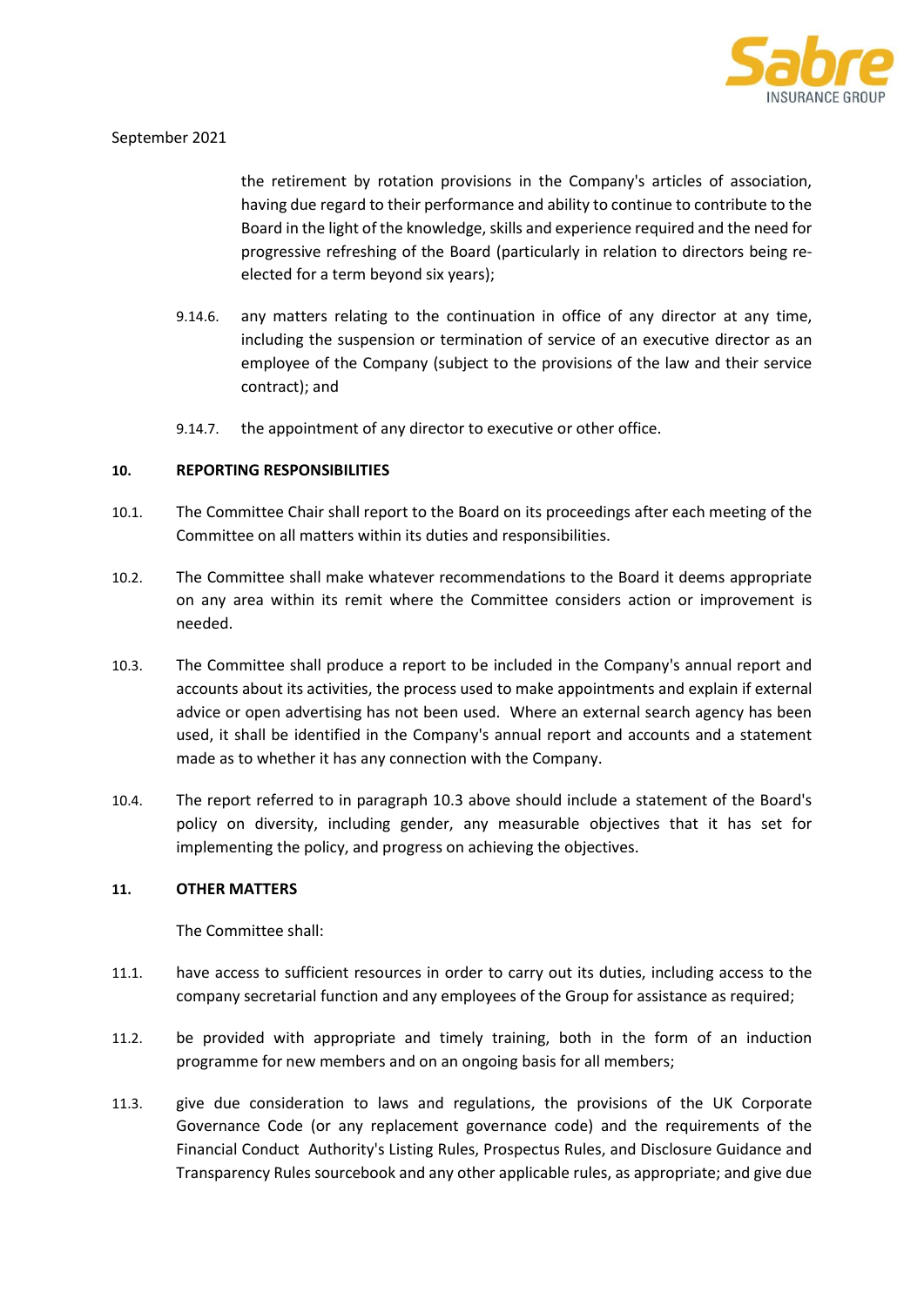the retirement by rotation provisions in the Company's articles of association, having due regard to their performance and ability to continue to contribute to the Board in the light of the knowledge, skills and experience required and the need for progressive refreshing of the Board (particularly in relation to directors being re-elected for a term beyond six years);

9.14.6. any matters relating to the continuation in office of any director at any time, including the suspension or termination of service of an executive director as an employee of the Company (subject to the provisions of the law and their service contract); and

9.14.7. the appointment of any director to executive or other office.

**10. REPORTING RESPONSIBILITIES**

10.1. The Committee Chair shall report to the Board on its proceedings after each meeting of the Committee on all matters within its duties and responsibilities.

10.2. The Committee shall make whatever recommendations to the Board it deems appropriate on any area within its remit where the Committee considers action or improvement is needed.

10.3. The Committee shall produce a report to be included in the Company's annual report and accounts about its activities, the process used to make appointments and explain if external advice or open advertising has not been used. Where an external search agency has been used, it shall be identified in the Company's annual report and accounts and a statement made as to whether it has any connection with the Company.

10.4. The report referred to in paragraph 10.3 above should include a statement of the Board's policy on diversity, including gender, any measurable objectives that it has set for implementing the policy, and progress on achieving the objectives.

**11. OTHER MATTERS**

The Committee shall:

11.1. have access to sufficient resources in order to carry out its duties, including access to the company secretarial function and any employees of the Group for assistance as required;

11.2. be provided with appropriate and timely training, both in the form of an induction programme for new members and on an ongoing basis for all members;

11.3. give due consideration to laws and regulations, the provisions of the UK Corporate Governance Code (or any replacement governance code) and the requirements of the Financial Conduct Authority's Listing Rules, Prospectus Rules, and Disclosure Guidance and Transparency Rules sourcebook and any other applicable rules, as appropriate; and give due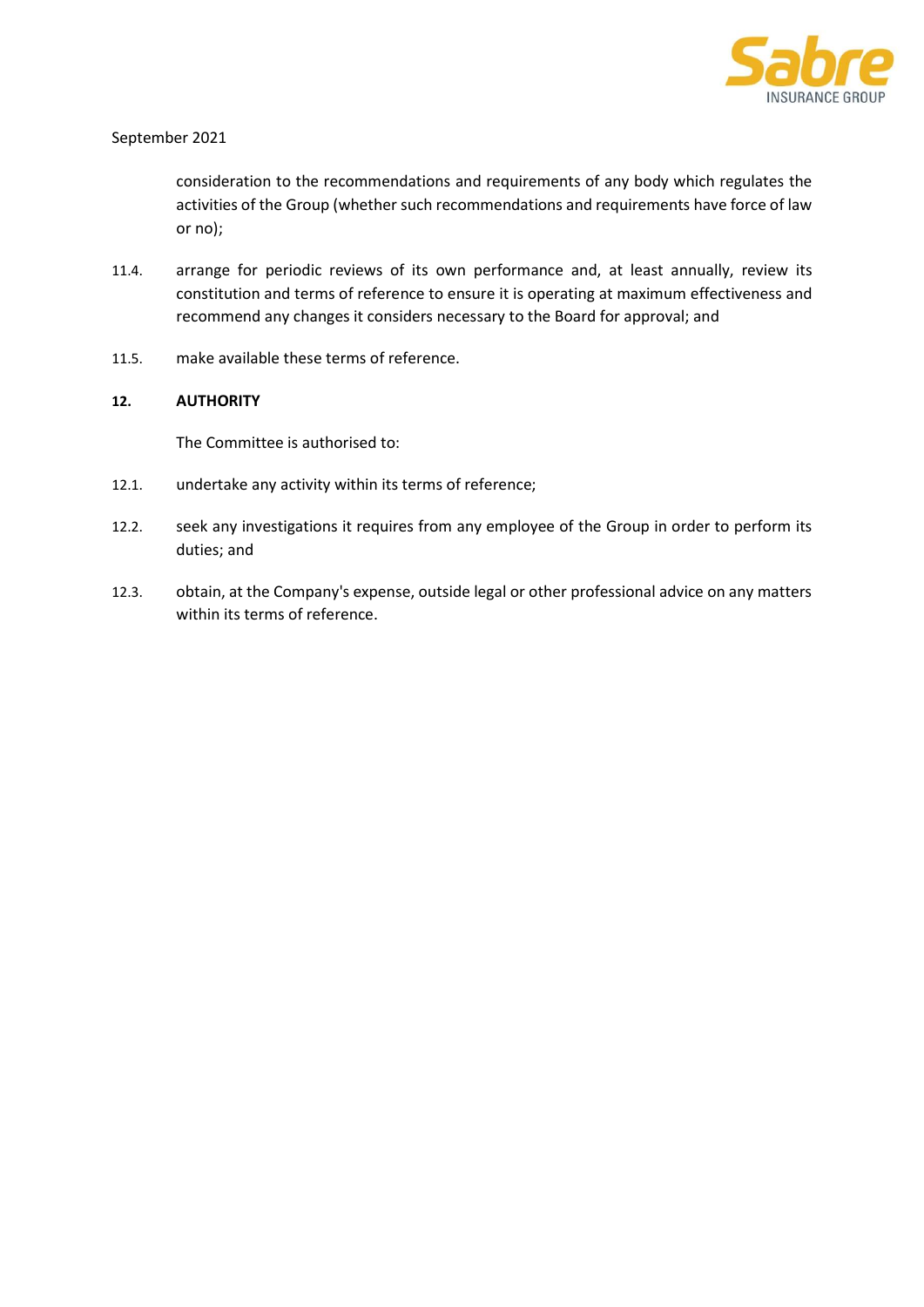consideration to the recommendations and requirements of any body which regulates the activities of the Group (whether such recommendations and requirements have force of law or no);

11.4. arrange for periodic reviews of its own performance and, at least annually, review its constitution and terms of reference to ensure it is operating at maximum effectiveness and recommend any changes it considers necessary to the Board for approval; and

11.5. make available these terms of reference.

## 12. AUTHORITY

The Committee is authorised to:

12.1. undertake any activity within its terms of reference;

12.2. seek any investigations it requires from any employee of the Group in order to perform its duties; and

12.3. obtain, at the Company's expense, outside legal or other professional advice on any matters within its terms of reference.